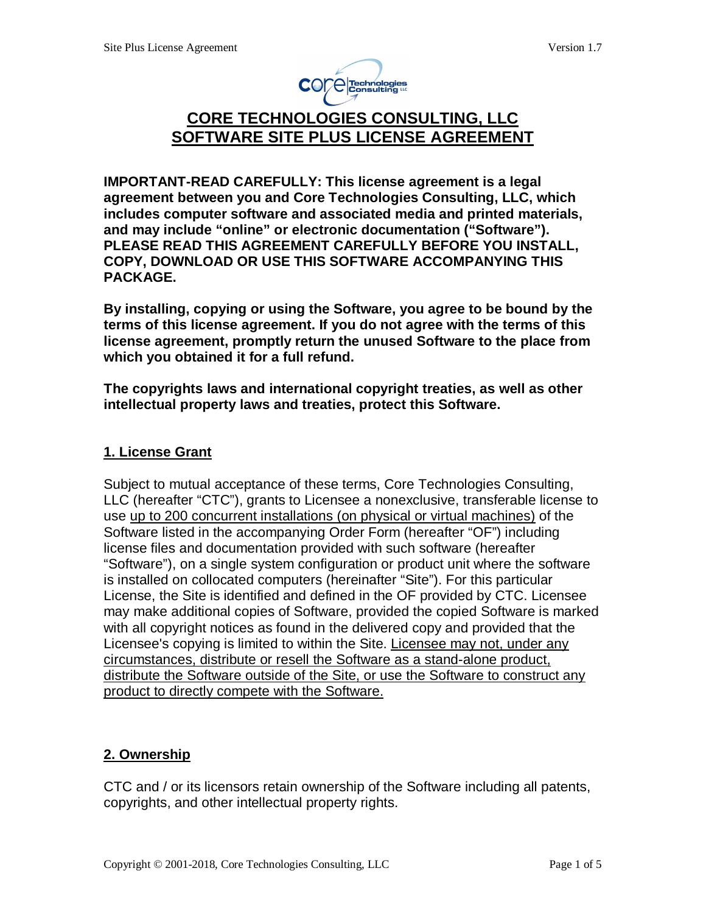# CORE TECHNOLOGIES CONSULTING, LLC
# SOFTWARE SITE PLUS LICENSE AGREEMENT

**IMPORTANT-READ CAREFULLY: This license agreement is a legal agreement between you and Core Technologies Consulting, LLC, which includes computer software and associated media and printed materials, and may include "online" or electronic documentation ("Software"). PLEASE READ THIS AGREEMENT CAREFULLY BEFORE YOU INSTALL, COPY, DOWNLOAD OR USE THIS SOFTWARE ACCOMPANYING THIS PACKAGE.**

**By installing, copying or using the Software, you agree to be bound by the terms of this license agreement. If you do not agree with the terms of this license agreement, promptly return the unused Software to the place from which you obtained it for a full refund.**

**The copyrights laws and international copyright treaties, as well as other intellectual property laws and treaties, protect this Software.**

## 1. License Grant

Subject to mutual acceptance of these terms, Core Technologies Consulting, LLC (hereafter "CTC"), grants to Licensee a nonexclusive, transferable license to use up to 200 concurrent installations (on physical or virtual machines) of the Software listed in the accompanying Order Form (hereafter "OF") including license files and documentation provided with such software (hereafter "Software"), on a single system configuration or product unit where the software is installed on collocated computers (hereinafter "Site"). For this particular License, the Site is identified and defined in the OF provided by CTC. Licensee may make additional copies of Software, provided the copied Software is marked with all copyright notices as found in the delivered copy and provided that the Licensee's copying is limited to within the Site. Licensee may not, under any circumstances, distribute or resell the Software as a stand-alone product, distribute the Software outside of the Site, or use the Software to construct any product to directly compete with the Software.

## 2. Ownership

CTC and / or its licensors retain ownership of the Software including all patents, copyrights, and other intellectual property rights.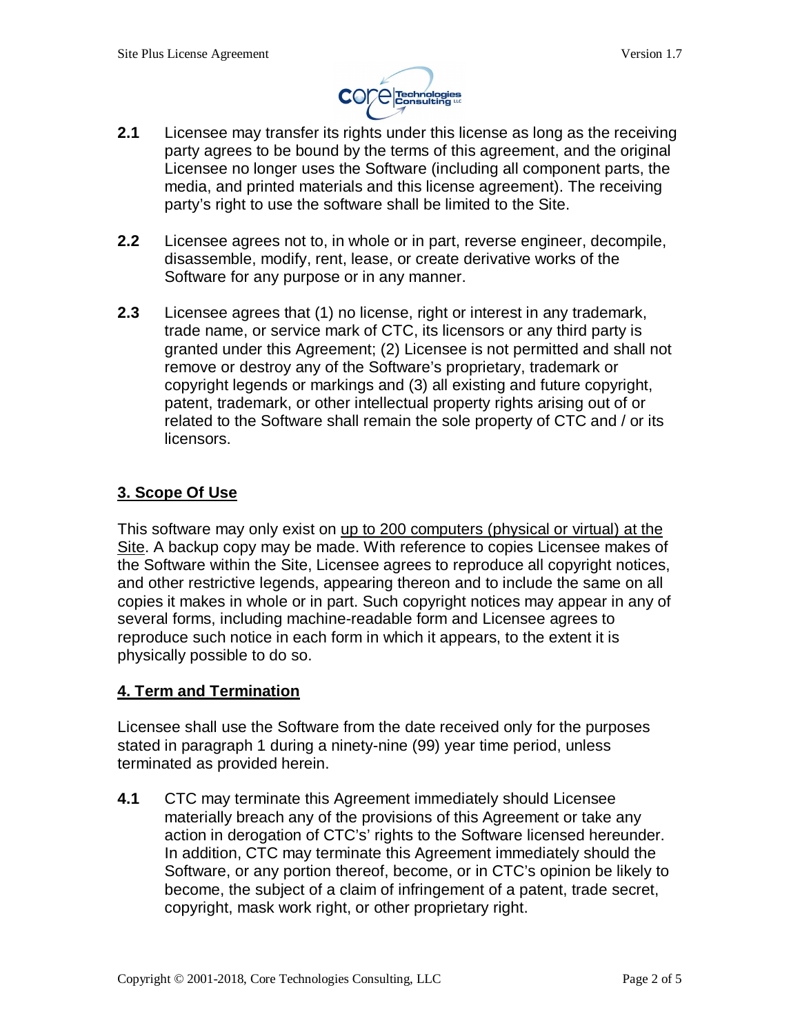**2.1** Licensee may transfer its rights under this license as long as the receiving party agrees to be bound by the terms of this agreement, and the original Licensee no longer uses the Software (including all component parts, the media, and printed materials and this license agreement). The receiving party's right to use the software shall be limited to the Site.

**2.2** Licensee agrees not to, in whole or in part, reverse engineer, decompile, disassemble, modify, rent, lease, or create derivative works of the Software for any purpose or in any manner.

**2.3** Licensee agrees that (1) no license, right or interest in any trademark, trade name, or service mark of CTC, its licensors or any third party is granted under this Agreement; (2) Licensee is not permitted and shall not remove or destroy any of the Software's proprietary, trademark or copyright legends or markings and (3) all existing and future copyright, patent, trademark, or other intellectual property rights arising out of or related to the Software shall remain the sole property of CTC and / or its licensors.

## 3. Scope Of Use

This software may only exist on up to 200 computers (physical or virtual) at the Site. A backup copy may be made. With reference to copies Licensee makes of the Software within the Site, Licensee agrees to reproduce all copyright notices, and other restrictive legends, appearing thereon and to include the same on all copies it makes in whole or in part. Such copyright notices may appear in any of several forms, including machine-readable form and Licensee agrees to reproduce such notice in each form in which it appears, to the extent it is physically possible to do so.

## 4. Term and Termination

Licensee shall use the Software from the date received only for the purposes stated in paragraph 1 during a ninety-nine (99) year time period, unless terminated as provided herein.

**4.1** CTC may terminate this Agreement immediately should Licensee materially breach any of the provisions of this Agreement or take any action in derogation of CTC's' rights to the Software licensed hereunder. In addition, CTC may terminate this Agreement immediately should the Software, or any portion thereof, become, or in CTC's opinion be likely to become, the subject of a claim of infringement of a patent, trade secret, copyright, mask work right, or other proprietary right.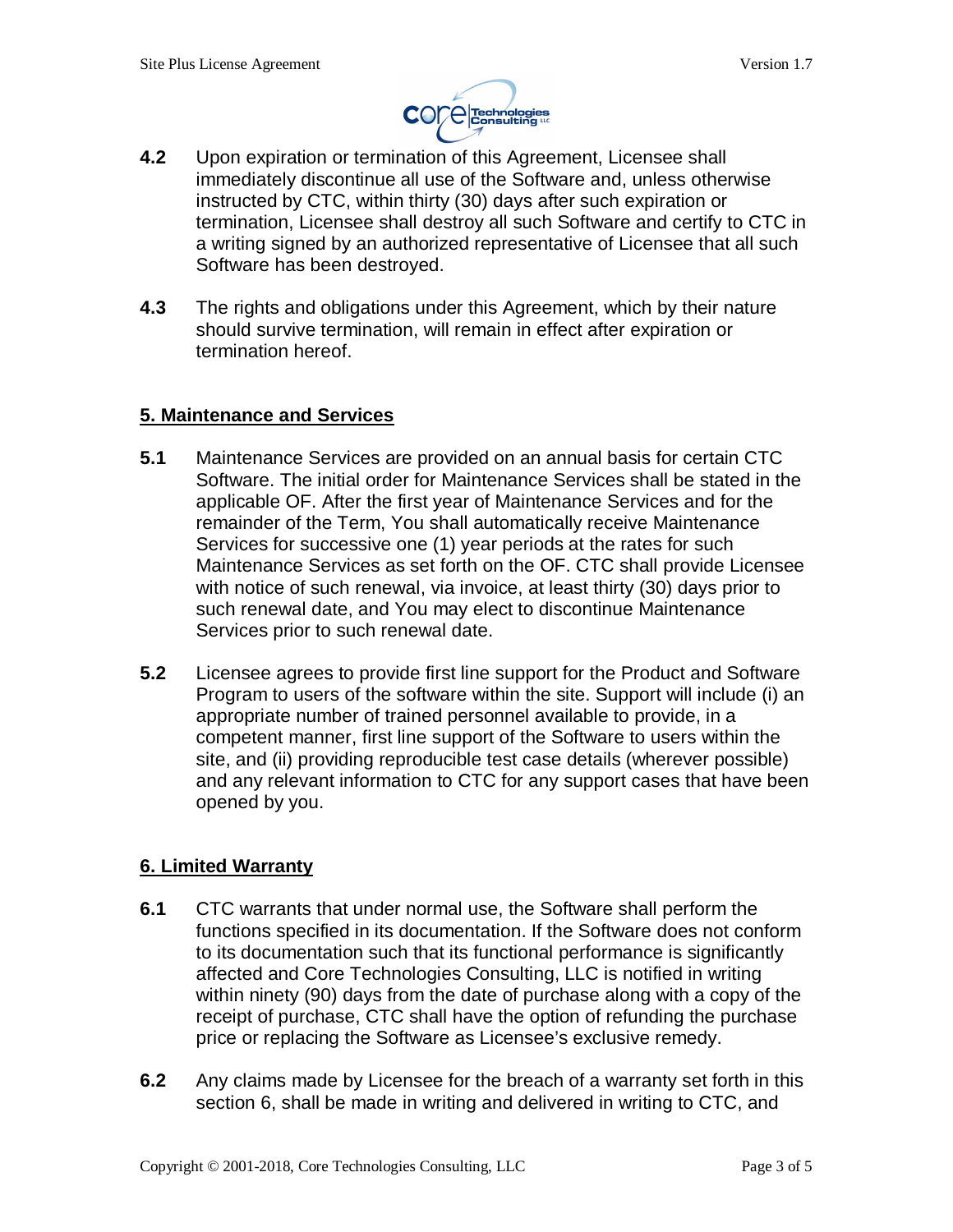**4.2** Upon expiration or termination of this Agreement, Licensee shall immediately discontinue all use of the Software and, unless otherwise instructed by CTC, within thirty (30) days after such expiration or termination, Licensee shall destroy all such Software and certify to CTC in a writing signed by an authorized representative of Licensee that all such Software has been destroyed.

**4.3** The rights and obligations under this Agreement, which by their nature should survive termination, will remain in effect after expiration or termination hereof.

## 5. Maintenance and Services

**5.1** Maintenance Services are provided on an annual basis for certain CTC Software. The initial order for Maintenance Services shall be stated in the applicable OF. After the first year of Maintenance Services and for the remainder of the Term, You shall automatically receive Maintenance Services for successive one (1) year periods at the rates for such Maintenance Services as set forth on the OF. CTC shall provide Licensee with notice of such renewal, via invoice, at least thirty (30) days prior to such renewal date, and You may elect to discontinue Maintenance Services prior to such renewal date.

**5.2** Licensee agrees to provide first line support for the Product and Software Program to users of the software within the site. Support will include (i) an appropriate number of trained personnel available to provide, in a competent manner, first line support of the Software to users within the site, and (ii) providing reproducible test case details (wherever possible) and any relevant information to CTC for any support cases that have been opened by you.

## 6. Limited Warranty

**6.1** CTC warrants that under normal use, the Software shall perform the functions specified in its documentation. If the Software does not conform to its documentation such that its functional performance is significantly affected and Core Technologies Consulting, LLC is notified in writing within ninety (90) days from the date of purchase along with a copy of the receipt of purchase, CTC shall have the option of refunding the purchase price or replacing the Software as Licensee's exclusive remedy.

**6.2** Any claims made by Licensee for the breach of a warranty set forth in this section 6, shall be made in writing and delivered in writing to CTC, and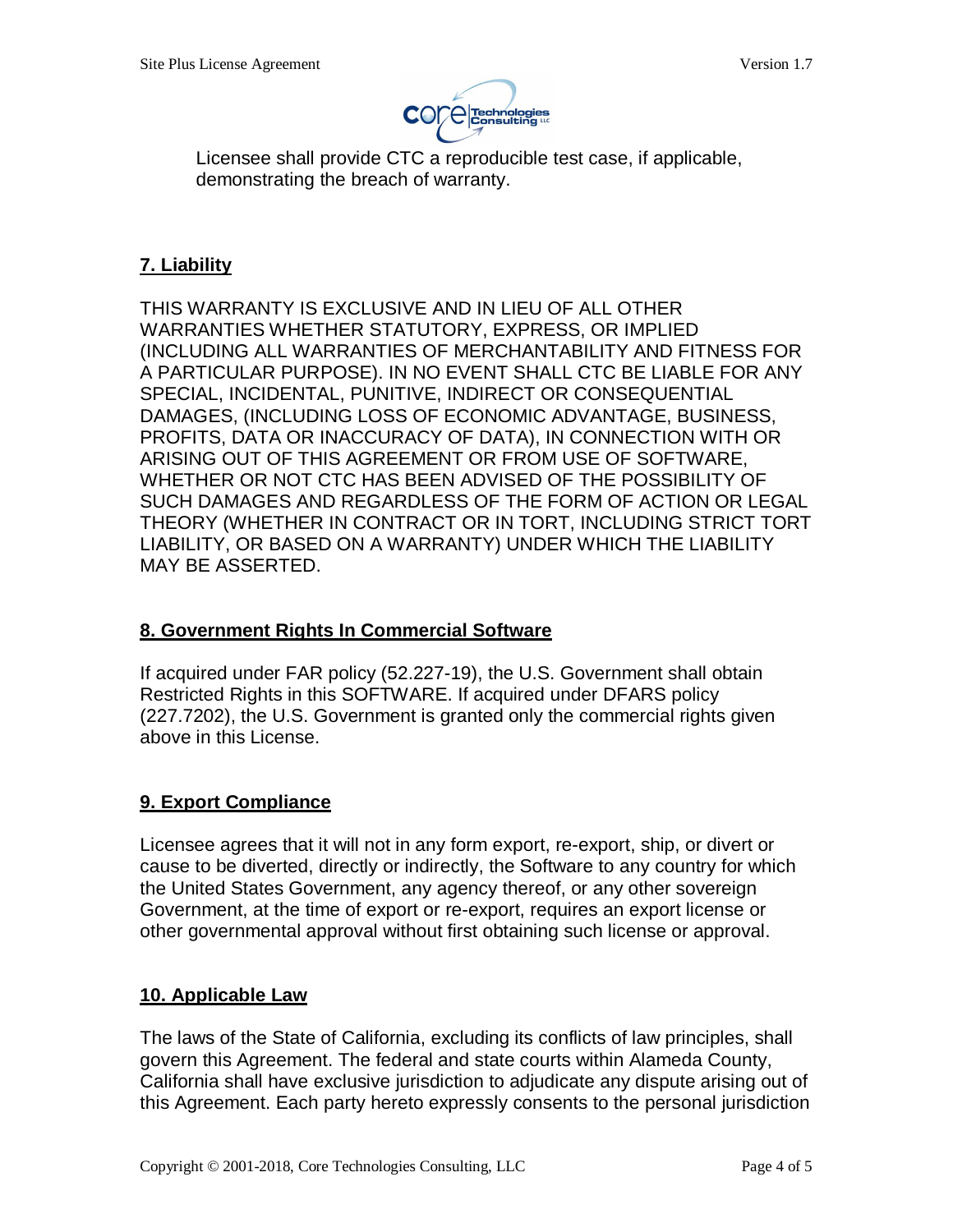Licensee shall provide CTC a reproducible test case, if applicable, demonstrating the breach of warranty.

## 7. Liability

THIS WARRANTY IS EXCLUSIVE AND IN LIEU OF ALL OTHER WARRANTIES WHETHER STATUTORY, EXPRESS, OR IMPLIED (INCLUDING ALL WARRANTIES OF MERCHANTABILITY AND FITNESS FOR A PARTICULAR PURPOSE). IN NO EVENT SHALL CTC BE LIABLE FOR ANY SPECIAL, INCIDENTAL, PUNITIVE, INDIRECT OR CONSEQUENTIAL DAMAGES, (INCLUDING LOSS OF ECONOMIC ADVANTAGE, BUSINESS, PROFITS, DATA OR INACCURACY OF DATA), IN CONNECTION WITH OR ARISING OUT OF THIS AGREEMENT OR FROM USE OF SOFTWARE, WHETHER OR NOT CTC HAS BEEN ADVISED OF THE POSSIBILITY OF SUCH DAMAGES AND REGARDLESS OF THE FORM OF ACTION OR LEGAL THEORY (WHETHER IN CONTRACT OR IN TORT, INCLUDING STRICT TORT LIABILITY, OR BASED ON A WARRANTY) UNDER WHICH THE LIABILITY MAY BE ASSERTED.

## 8. Government Rights In Commercial Software

If acquired under FAR policy (52.227-19), the U.S. Government shall obtain Restricted Rights in this SOFTWARE. If acquired under DFARS policy (227.7202), the U.S. Government is granted only the commercial rights given above in this License.

## 9. Export Compliance

Licensee agrees that it will not in any form export, re-export, ship, or divert or cause to be diverted, directly or indirectly, the Software to any country for which the United States Government, any agency thereof, or any other sovereign Government, at the time of export or re-export, requires an export license or other governmental approval without first obtaining such license or approval.

## 10. Applicable Law

The laws of the State of California, excluding its conflicts of law principles, shall govern this Agreement. The federal and state courts within Alameda County, California shall have exclusive jurisdiction to adjudicate any dispute arising out of this Agreement. Each party hereto expressly consents to the personal jurisdiction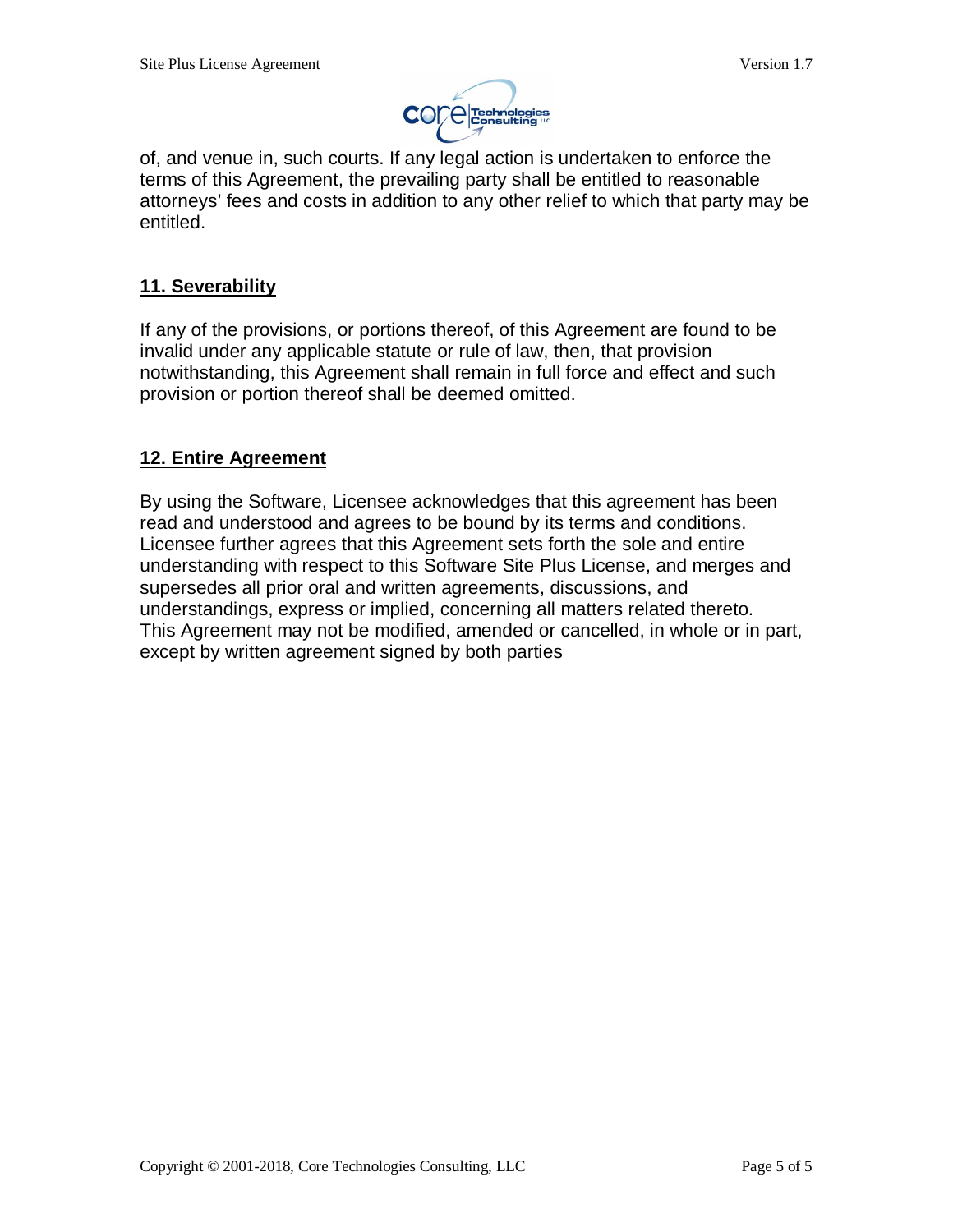of, and venue in, such courts. If any legal action is undertaken to enforce the terms of this Agreement, the prevailing party shall be entitled to reasonable attorneys' fees and costs in addition to any other relief to which that party may be entitled.

## 11. Severability

If any of the provisions, or portions thereof, of this Agreement are found to be invalid under any applicable statute or rule of law, then, that provision notwithstanding, this Agreement shall remain in full force and effect and such provision or portion thereof shall be deemed omitted.

## 12. Entire Agreement

By using the Software, Licensee acknowledges that this agreement has been read and understood and agrees to be bound by its terms and conditions. Licensee further agrees that this Agreement sets forth the sole and entire understanding with respect to this Software Site Plus License, and merges and supersedes all prior oral and written agreements, discussions, and understandings, express or implied, concerning all matters related thereto. This Agreement may not be modified, amended or cancelled, in whole or in part, except by written agreement signed by both parties